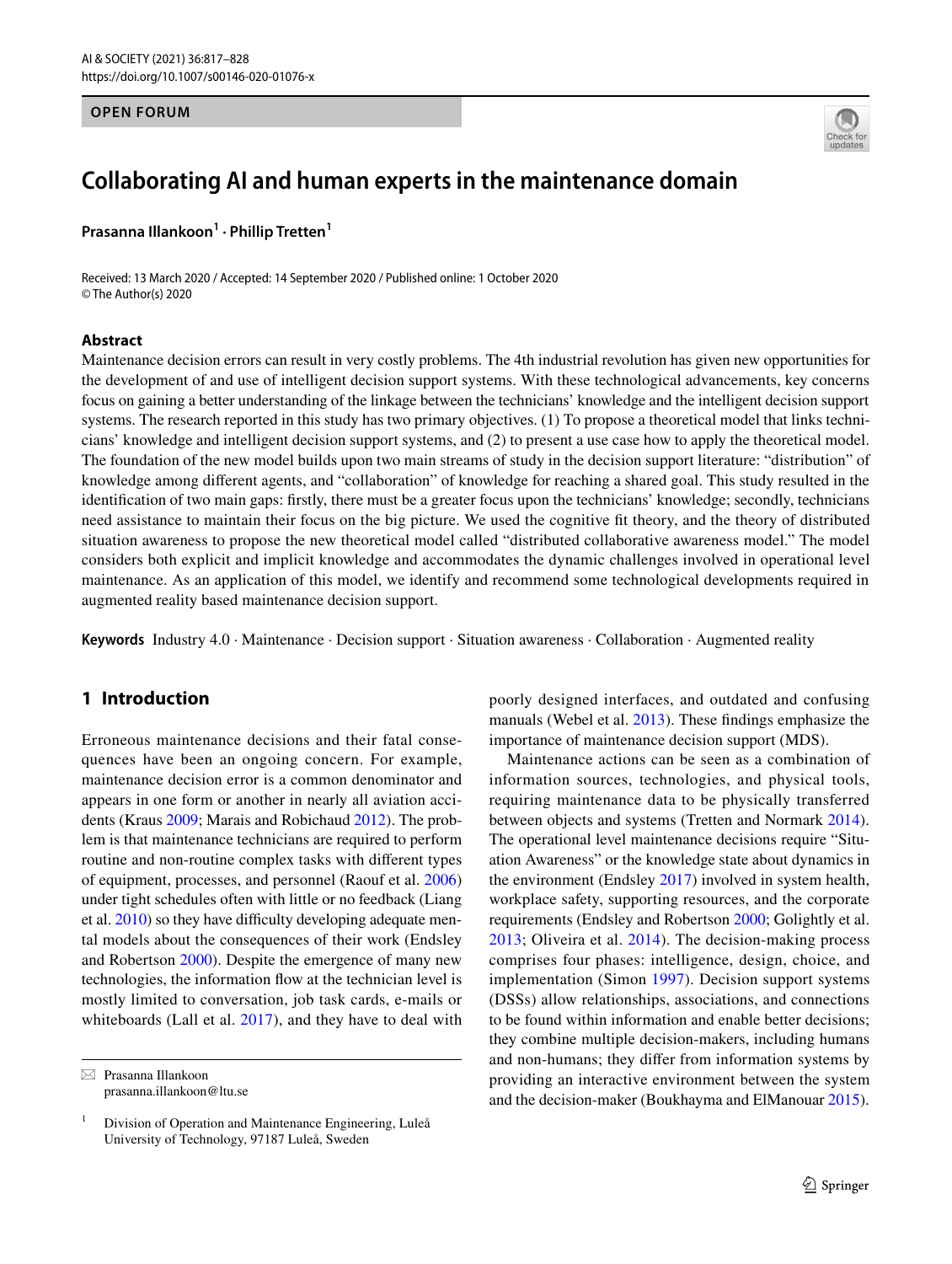OPEN FORUM

# Collaborating AI and human experts in the maintenance domain

**Prasanna Illankoon[1] · Phillip Tretten[1]**

Received: 13 March 2020 / Accepted: 14 September 2020 / Published online: 1 October 2020
© The Author(s) 2020

## Abstract

Maintenance decision errors can result in very costly problems. The 4th industrial revolution has given new opportunities for the development of and use of intelligent decision support systems. With these technological advancements, key concerns focus on gaining a better understanding of the linkage between the technicians' knowledge and the intelligent decision support systems. The research reported in this study has two primary objectives. (1) To propose a theoretical model that links technicians' knowledge and intelligent decision support systems, and (2) to present a use case how to apply the theoretical model. The foundation of the new model builds upon two main streams of study in the decision support literature: "distribution" of knowledge among different agents, and "collaboration" of knowledge for reaching a shared goal. This study resulted in the identification of two main gaps: firstly, there must be a greater focus upon the technicians' knowledge; secondly, technicians need assistance to maintain their focus on the big picture. We used the cognitive fit theory, and the theory of distributed situation awareness to propose the new theoretical model called "distributed collaborative awareness model." The model considers both explicit and implicit knowledge and accommodates the dynamic challenges involved in operational level maintenance. As an application of this model, we identify and recommend some technological developments required in augmented reality based maintenance decision support.

**Keywords** Industry 4.0 · Maintenance · Decision support · Situation awareness · Collaboration · Augmented reality

## 1 Introduction

Erroneous maintenance decisions and their fatal consequences have been an ongoing concern. For example, maintenance decision error is a common denominator and appears in one form or another in nearly all aviation accidents (Kraus 2009; Marais and Robichaud 2012). The problem is that maintenance technicians are required to perform routine and non-routine complex tasks with different types of equipment, processes, and personnel (Raouf et al. 2006) under tight schedules often with little or no feedback (Liang et al. 2010) so they have difficulty developing adequate mental models about the consequences of their work (Endsley and Robertson 2000). Despite the emergence of many new technologies, the information flow at the technician level is mostly limited to conversation, job task cards, e-mails or whiteboards (Lall et al. 2017), and they have to deal with poorly designed interfaces, and outdated and confusing manuals (Webel et al. 2013). These findings emphasize the importance of maintenance decision support (MDS).

Maintenance actions can be seen as a combination of information sources, technologies, and physical tools, requiring maintenance data to be physically transferred between objects and systems (Tretten and Normark 2014). The operational level maintenance decisions require "Situation Awareness" or the knowledge state about dynamics in the environment (Endsley 2017) involved in system health, workplace safety, supporting resources, and the corporate requirements (Endsley and Robertson 2000; Golightly et al. 2013; Oliveira et al. 2014). The decision-making process comprises four phases: intelligence, design, choice, and implementation (Simon 1997). Decision support systems (DSSs) allow relationships, associations, and connections to be found within information and enable better decisions; they combine multiple decision-makers, including humans and non-humans; they differ from information systems by providing an interactive environment between the system and the decision-maker (Boukhayma and ElManouar 2015).

✉ Prasanna Illankoon
prasanna.illankoon@ltu.se

[1] Division of Operation and Maintenance Engineering, Luleå University of Technology, 97187 Luleå, Sweden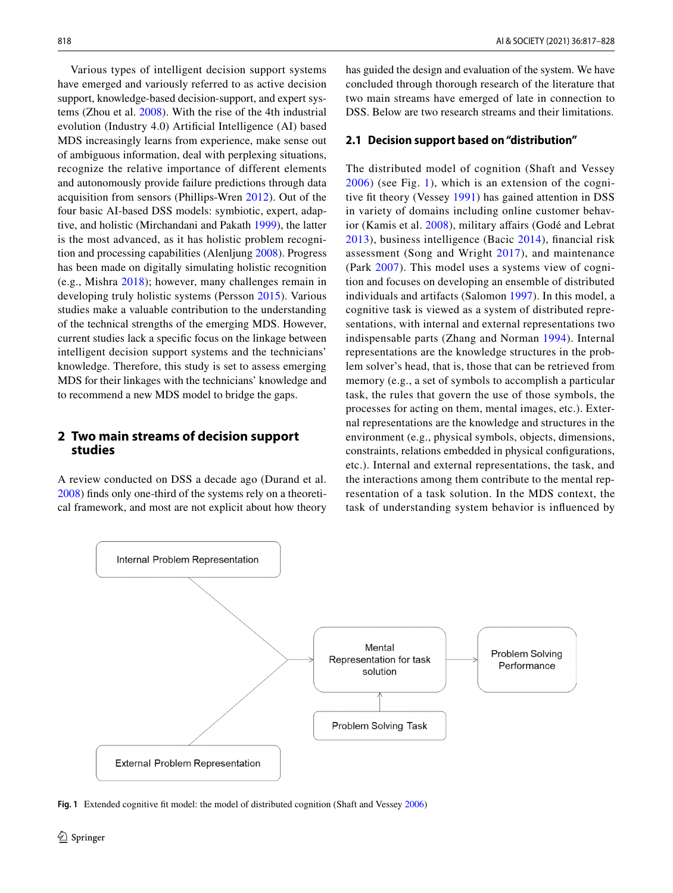Various types of intelligent decision support systems have emerged and variously referred to as active decision support, knowledge-based decision-support, and expert systems (Zhou et al. 2008). With the rise of the 4th industrial evolution (Industry 4.0) Artificial Intelligence (AI) based MDS increasingly learns from experience, make sense out of ambiguous information, deal with perplexing situations, recognize the relative importance of different elements and autonomously provide failure predictions through data acquisition from sensors (Phillips-Wren 2012). Out of the four basic AI-based DSS models: symbiotic, expert, adaptive, and holistic (Mirchandani and Pakath 1999), the latter is the most advanced, as it has holistic problem recognition and processing capabilities (Alenljung 2008). Progress has been made on digitally simulating holistic recognition (e.g., Mishra 2018); however, many challenges remain in developing truly holistic systems (Persson 2015). Various studies make a valuable contribution to the understanding of the technical strengths of the emerging MDS. However, current studies lack a specific focus on the linkage between intelligent decision support systems and the technicians' knowledge. Therefore, this study is set to assess emerging MDS for their linkages with the technicians' knowledge and to recommend a new MDS model to bridge the gaps.

## 2 Two main streams of decision support studies

A review conducted on DSS a decade ago (Durand et al. 2008) finds only one-third of the systems rely on a theoretical framework, and most are not explicit about how theory has guided the design and evaluation of the system. We have concluded through thorough research of the literature that two main streams have emerged of late in connection to DSS. Below are two research streams and their limitations.

### 2.1 Decision support based on "distribution"

The distributed model of cognition (Shaft and Vessey 2006) (see Fig. 1), which is an extension of the cognitive fit theory (Vessey 1991) has gained attention in DSS in variety of domains including online customer behavior (Kamis et al. 2008), military affairs (Godé and Lebrat 2013), business intelligence (Bacic 2014), financial risk assessment (Song and Wright 2017), and maintenance (Park 2007). This model uses a systems view of cognition and focuses on developing an ensemble of distributed individuals and artifacts (Salomon 1997). In this model, a cognitive task is viewed as a system of distributed representations, with internal and external representations two indispensable parts (Zhang and Norman 1994). Internal representations are the knowledge structures in the problem solver's head, that is, those that can be retrieved from memory (e.g., a set of symbols to accomplish a particular task, the rules that govern the use of those symbols, the processes for acting on them, mental images, etc.). External representations are the knowledge and structures in the environment (e.g., physical symbols, objects, dimensions, constraints, relations embedded in physical configurations, etc.). Internal and external representations, the task, and the interactions among them contribute to the mental representation of a task solution. In the MDS context, the task of understanding system behavior is influenced by

```
Internal Problem Representation ──┐
                                  ├──> Mental Representation for task solution ──> Problem Solving Performance
External Problem Representation ──┘                  ^
                                                     |
                                            Problem Solving Task
```

Fig. 1 Extended cognitive fit model: the model of distributed cognition (Shaft and Vessey 2006)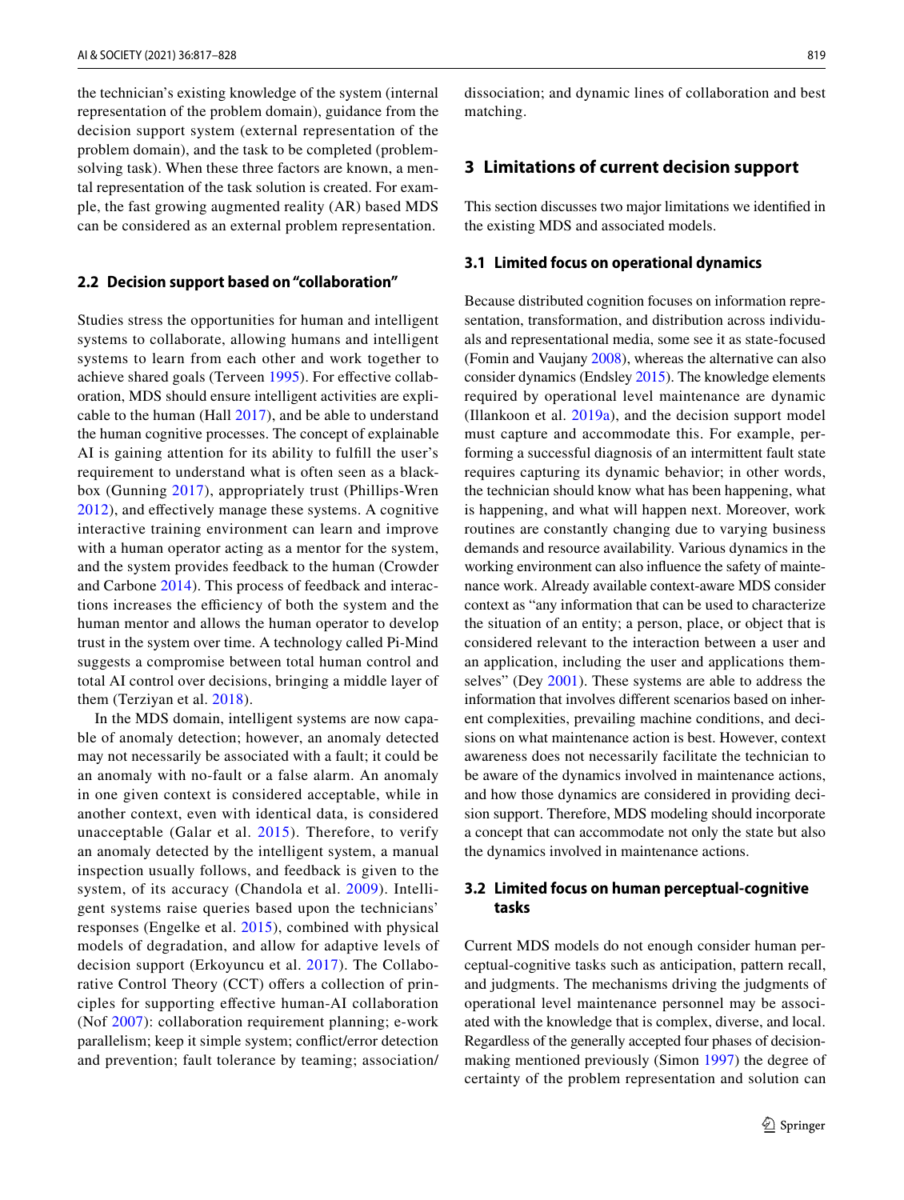the technician's existing knowledge of the system (internal representation of the problem domain), guidance from the decision support system (external representation of the problem domain), and the task to be completed (problem-solving task). When these three factors are known, a mental representation of the task solution is created. For example, the fast growing augmented reality (AR) based MDS can be considered as an external problem representation.

### 2.2 Decision support based on "collaboration"

Studies stress the opportunities for human and intelligent systems to collaborate, allowing humans and intelligent systems to learn from each other and work together to achieve shared goals (Terveen 1995). For effective collaboration, MDS should ensure intelligent activities are explicable to the human (Hall 2017), and be able to understand the human cognitive processes. The concept of explainable AI is gaining attention for its ability to fulfill the user's requirement to understand what is often seen as a black-box (Gunning 2017), appropriately trust (Phillips-Wren 2012), and effectively manage these systems. A cognitive interactive training environment can learn and improve with a human operator acting as a mentor for the system, and the system provides feedback to the human (Crowder and Carbone 2014). This process of feedback and interactions increases the efficiency of both the system and the human mentor and allows the human operator to develop trust in the system over time. A technology called Pi-Mind suggests a compromise between total human control and total AI control over decisions, bringing a middle layer of them (Terziyan et al. 2018).

In the MDS domain, intelligent systems are now capable of anomaly detection; however, an anomaly detected may not necessarily be associated with a fault; it could be an anomaly with no-fault or a false alarm. An anomaly in one given context is considered acceptable, while in another context, even with identical data, is considered unacceptable (Galar et al. 2015). Therefore, to verify an anomaly detected by the intelligent system, a manual inspection usually follows, and feedback is given to the system, of its accuracy (Chandola et al. 2009). Intelligent systems raise queries based upon the technicians' responses (Engelke et al. 2015), combined with physical models of degradation, and allow for adaptive levels of decision support (Erkoyuncu et al. 2017). The Collaborative Control Theory (CCT) offers a collection of principles for supporting effective human-AI collaboration (Nof 2007): collaboration requirement planning; e-work parallelism; keep it simple system; conflict/error detection and prevention; fault tolerance by teaming; association/dissociation; and dynamic lines of collaboration and best matching.

## 3 Limitations of current decision support

This section discusses two major limitations we identified in the existing MDS and associated models.

### 3.1 Limited focus on operational dynamics

Because distributed cognition focuses on information representation, transformation, and distribution across individuals and representational media, some see it as state-focused (Fomin and Vaujany 2008), whereas the alternative can also consider dynamics (Endsley 2015). The knowledge elements required by operational level maintenance are dynamic (Illankoon et al. 2019a), and the decision support model must capture and accommodate this. For example, performing a successful diagnosis of an intermittent fault state requires capturing its dynamic behavior; in other words, the technician should know what has been happening, what is happening, and what will happen next. Moreover, work routines are constantly changing due to varying business demands and resource availability. Various dynamics in the working environment can also influence the safety of maintenance work. Already available context-aware MDS consider context as "any information that can be used to characterize the situation of an entity; a person, place, or object that is considered relevant to the interaction between a user and an application, including the user and applications themselves" (Dey 2001). These systems are able to address the information that involves different scenarios based on inherent complexities, prevailing machine conditions, and decisions on what maintenance action is best. However, context awareness does not necessarily facilitate the technician to be aware of the dynamics involved in maintenance actions, and how those dynamics are considered in providing decision support. Therefore, MDS modeling should incorporate a concept that can accommodate not only the state but also the dynamics involved in maintenance actions.

### 3.2 Limited focus on human perceptual-cognitive tasks

Current MDS models do not enough consider human perceptual-cognitive tasks such as anticipation, pattern recall, and judgments. The mechanisms driving the judgments of operational level maintenance personnel may be associated with the knowledge that is complex, diverse, and local. Regardless of the generally accepted four phases of decision-making mentioned previously (Simon 1997) the degree of certainty of the problem representation and solution can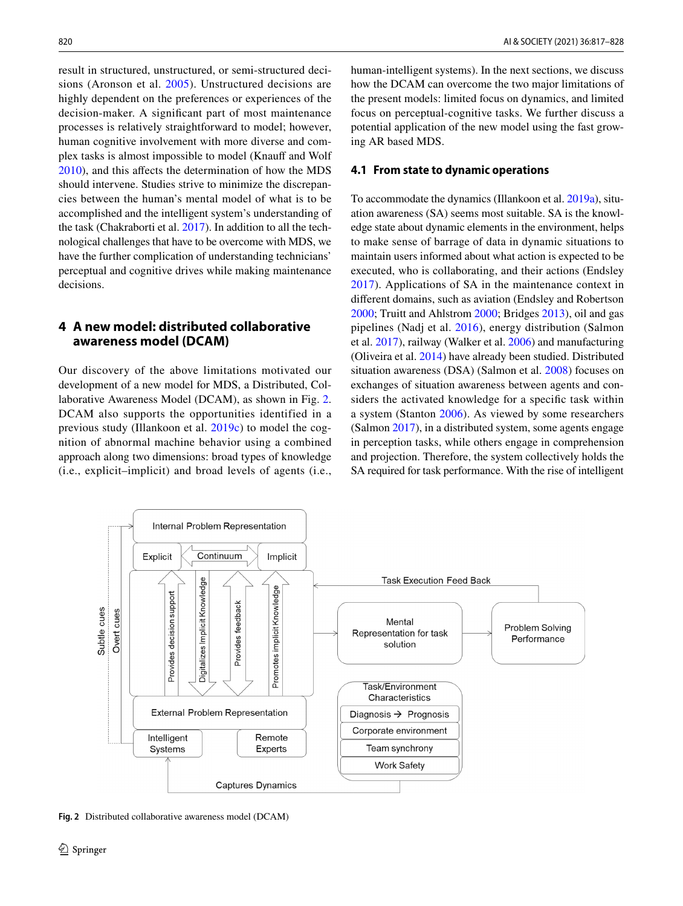result in structured, unstructured, or semi-structured decisions (Aronson et al. 2005). Unstructured decisions are highly dependent on the preferences or experiences of the decision-maker. A significant part of most maintenance processes is relatively straightforward to model; however, human cognitive involvement with more diverse and complex tasks is almost impossible to model (Knauff and Wolf 2010), and this affects the determination of how the MDS should intervene. Studies strive to minimize the discrepancies between the human's mental model of what is to be accomplished and the intelligent system's understanding of the task (Chakraborti et al. 2017). In addition to all the technological challenges that have to be overcome with MDS, we have the further complication of understanding technicians' perceptual and cognitive drives while making maintenance decisions.

## 4 A new model: distributed collaborative awareness model (DCAM)

Our discovery of the above limitations motivated our development of a new model for MDS, a Distributed, Collaborative Awareness Model (DCAM), as shown in Fig. 2. DCAM also supports the opportunities identified in a previous study (Illankoon et al. 2019c) to model the cognition of abnormal machine behavior using a combined approach along two dimensions: broad types of knowledge (i.e., explicit–implicit) and broad levels of agents (i.e., human-intelligent systems). In the next sections, we discuss how the DCAM can overcome the two major limitations of the present models: limited focus on dynamics, and limited focus on perceptual-cognitive tasks. We further discuss a potential application of the new model using the fast growing AR based MDS.

### 4.1 From state to dynamic operations

To accommodate the dynamics (Illankoon et al. 2019a), situation awareness (SA) seems most suitable. SA is the knowledge state about dynamic elements in the environment, helps to make sense of barrage of data in dynamic situations to maintain users informed about what action is expected to be executed, who is collaborating, and their actions (Endsley 2017). Applications of SA in the maintenance context in different domains, such as aviation (Endsley and Robertson 2000; Truitt and Ahlstrom 2000; Bridges 2013), oil and gas pipelines (Nadj et al. 2016), energy distribution (Salmon et al. 2017), railway (Walker et al. 2006) and manufacturing (Oliveira et al. 2014) have already been studied. Distributed situation awareness (DSA) (Salmon et al. 2008) focuses on exchanges of situation awareness between agents and considers the activated knowledge for a specific task within a system (Stanton 2006). As viewed by some researchers (Salmon 2017), in a distributed system, some agents engage in perception tasks, while others engage in comprehension and projection. Therefore, the system collectively holds the SA required for task performance. With the rise of intelligent

**Fig. 2** Distributed collaborative awareness model (DCAM)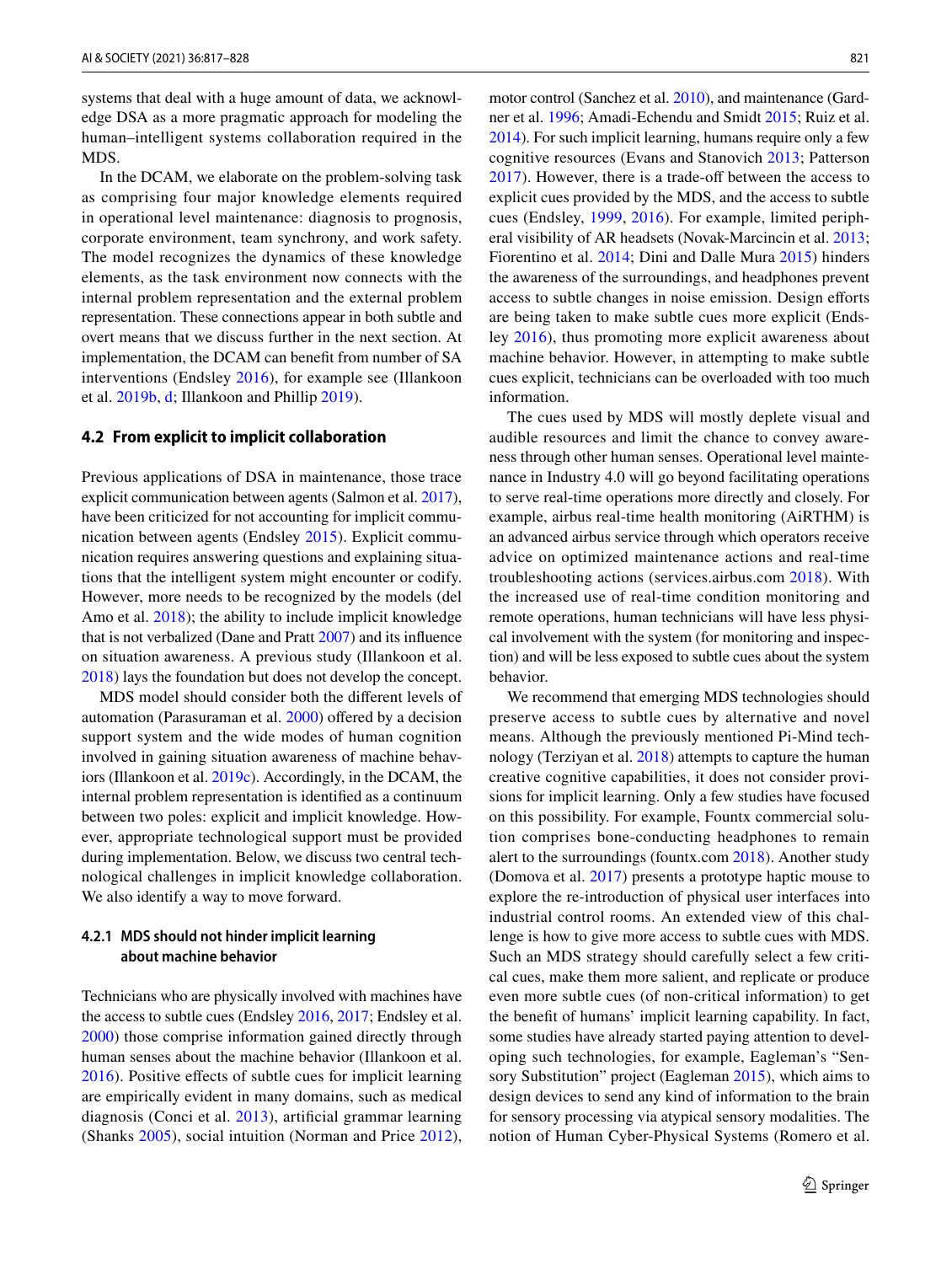systems that deal with a huge amount of data, we acknowledge DSA as a more pragmatic approach for modeling the human–intelligent systems collaboration required in the MDS.

In the DCAM, we elaborate on the problem-solving task as comprising four major knowledge elements required in operational level maintenance: diagnosis to prognosis, corporate environment, team synchrony, and work safety. The model recognizes the dynamics of these knowledge elements, as the task environment now connects with the internal problem representation and the external problem representation. These connections appear in both subtle and overt means that we discuss further in the next section. At implementation, the DCAM can benefit from number of SA interventions (Endsley 2016), for example see (Illankoon et al. 2019b, d; Illankoon and Phillip 2019).

### 4.2 From explicit to implicit collaboration

Previous applications of DSA in maintenance, those trace explicit communication between agents (Salmon et al. 2017), have been criticized for not accounting for implicit communication between agents (Endsley 2015). Explicit communication requires answering questions and explaining situations that the intelligent system might encounter or codify. However, more needs to be recognized by the models (del Amo et al. 2018); the ability to include implicit knowledge that is not verbalized (Dane and Pratt 2007) and its influence on situation awareness. A previous study (Illankoon et al. 2018) lays the foundation but does not develop the concept.

MDS model should consider both the different levels of automation (Parasuraman et al. 2000) offered by a decision support system and the wide modes of human cognition involved in gaining situation awareness of machine behaviors (Illankoon et al. 2019c). Accordingly, in the DCAM, the internal problem representation is identified as a continuum between two poles: explicit and implicit knowledge. However, appropriate technological support must be provided during implementation. Below, we discuss two central technological challenges in implicit knowledge collaboration. We also identify a way to move forward.

#### 4.2.1 MDS should not hinder implicit learning about machine behavior

Technicians who are physically involved with machines have the access to subtle cues (Endsley 2016, 2017; Endsley et al. 2000) those comprise information gained directly through human senses about the machine behavior (Illankoon et al. 2016). Positive effects of subtle cues for implicit learning are empirically evident in many domains, such as medical diagnosis (Conci et al. 2013), artificial grammar learning (Shanks 2005), social intuition (Norman and Price 2012), motor control (Sanchez et al. 2010), and maintenance (Gardner et al. 1996; Amadi-Echendu and Smidt 2015; Ruiz et al. 2014). For such implicit learning, humans require only a few cognitive resources (Evans and Stanovich 2013; Patterson 2017). However, there is a trade-off between the access to explicit cues provided by the MDS, and the access to subtle cues (Endsley, 1999, 2016). For example, limited peripheral visibility of AR headsets (Novak-Marcincin et al. 2013; Fiorentino et al. 2014; Dini and Dalle Mura 2015) hinders the awareness of the surroundings, and headphones prevent access to subtle changes in noise emission. Design efforts are being taken to make subtle cues more explicit (Endsley 2016), thus promoting more explicit awareness about machine behavior. However, in attempting to make subtle cues explicit, technicians can be overloaded with too much information.

The cues used by MDS will mostly deplete visual and audible resources and limit the chance to convey awareness through other human senses. Operational level maintenance in Industry 4.0 will go beyond facilitating operations to serve real-time operations more directly and closely. For example, airbus real-time health monitoring (AiRTHM) is an advanced airbus service through which operators receive advice on optimized maintenance actions and real-time troubleshooting actions (services.airbus.com 2018). With the increased use of real-time condition monitoring and remote operations, human technicians will have less physical involvement with the system (for monitoring and inspection) and will be less exposed to subtle cues about the system behavior.

We recommend that emerging MDS technologies should preserve access to subtle cues by alternative and novel means. Although the previously mentioned Pi-Mind technology (Terziyan et al. 2018) attempts to capture the human creative cognitive capabilities, it does not consider provisions for implicit learning. Only a few studies have focused on this possibility. For example, Fountx commercial solution comprises bone-conducting headphones to remain alert to the surroundings (fountx.com 2018). Another study (Domova et al. 2017) presents a prototype haptic mouse to explore the re-introduction of physical user interfaces into industrial control rooms. An extended view of this challenge is how to give more access to subtle cues with MDS. Such an MDS strategy should carefully select a few critical cues, make them more salient, and replicate or produce even more subtle cues (of non-critical information) to get the benefit of humans' implicit learning capability. In fact, some studies have already started paying attention to developing such technologies, for example, Eagleman's "Sensory Substitution" project (Eagleman 2015), which aims to design devices to send any kind of information to the brain for sensory processing via atypical sensory modalities. The notion of Human Cyber-Physical Systems (Romero et al.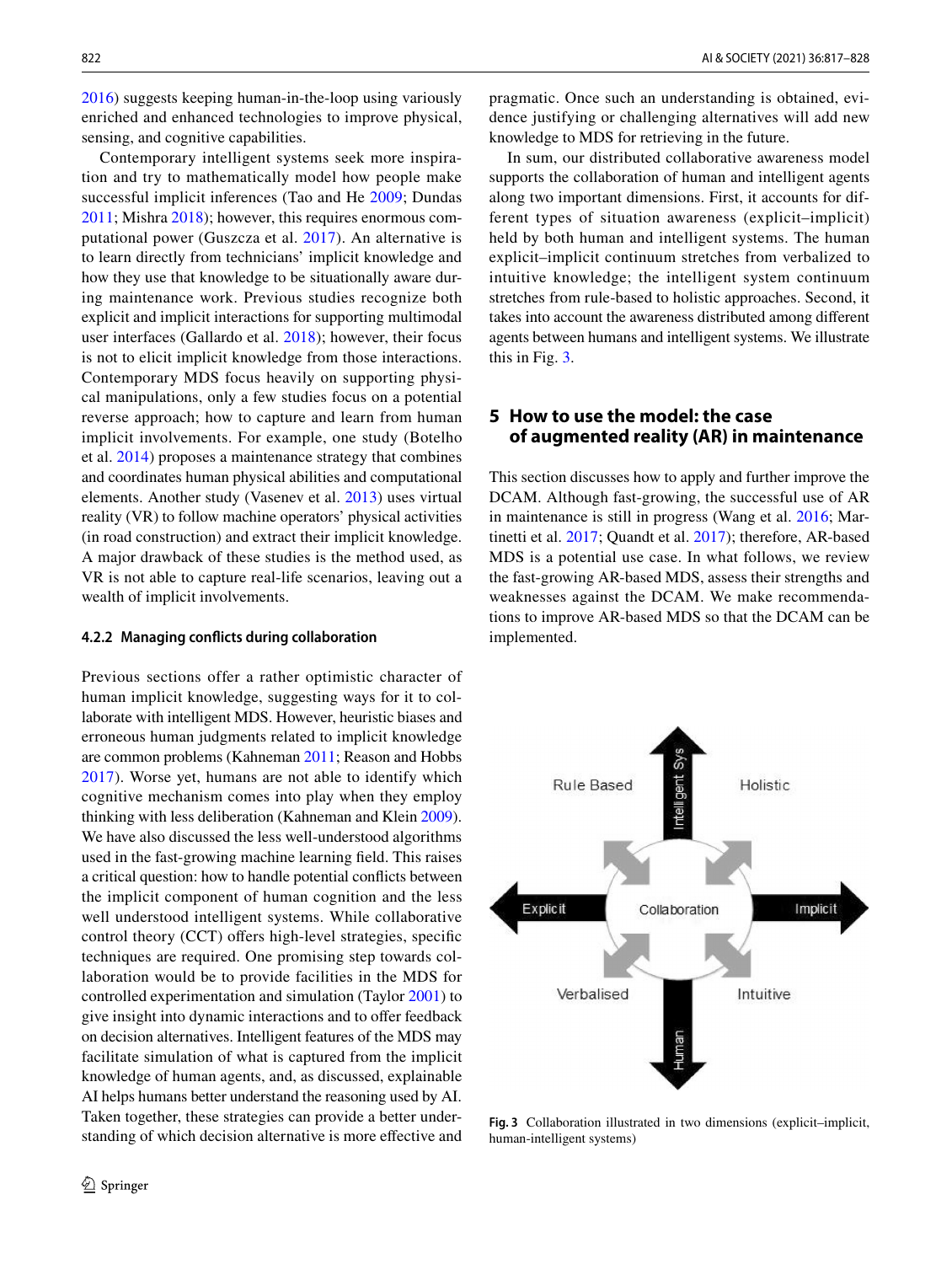2016) suggests keeping human-in-the-loop using variously enriched and enhanced technologies to improve physical, sensing, and cognitive capabilities.

Contemporary intelligent systems seek more inspiration and try to mathematically model how people make successful implicit inferences (Tao and He 2009; Dundas 2011; Mishra 2018); however, this requires enormous computational power (Guszcza et al. 2017). An alternative is to learn directly from technicians' implicit knowledge and how they use that knowledge to be situationally aware during maintenance work. Previous studies recognize both explicit and implicit interactions for supporting multimodal user interfaces (Gallardo et al. 2018); however, their focus is not to elicit implicit knowledge from those interactions. Contemporary MDS focus heavily on supporting physical manipulations, only a few studies focus on a potential reverse approach; how to capture and learn from human implicit involvements. For example, one study (Botelho et al. 2014) proposes a maintenance strategy that combines and coordinates human physical abilities and computational elements. Another study (Vasenev et al. 2013) uses virtual reality (VR) to follow machine operators' physical activities (in road construction) and extract their implicit knowledge. A major drawback of these studies is the method used, as VR is not able to capture real-life scenarios, leaving out a wealth of implicit involvements.

#### 4.2.2 Managing conflicts during collaboration

Previous sections offer a rather optimistic character of human implicit knowledge, suggesting ways for it to collaborate with intelligent MDS. However, heuristic biases and erroneous human judgments related to implicit knowledge are common problems (Kahneman 2011; Reason and Hobbs 2017). Worse yet, humans are not able to identify which cognitive mechanism comes into play when they employ thinking with less deliberation (Kahneman and Klein 2009). We have also discussed the less well-understood algorithms used in the fast-growing machine learning field. This raises a critical question: how to handle potential conflicts between the implicit component of human cognition and the less well understood intelligent systems. While collaborative control theory (CCT) offers high-level strategies, specific techniques are required. One promising step towards collaboration would be to provide facilities in the MDS for controlled experimentation and simulation (Taylor 2001) to give insight into dynamic interactions and to offer feedback on decision alternatives. Intelligent features of the MDS may facilitate simulation of what is captured from the implicit knowledge of human agents, and, as discussed, explainable AI helps humans better understand the reasoning used by AI. Taken together, these strategies can provide a better understanding of which decision alternative is more effective and pragmatic. Once such an understanding is obtained, evidence justifying or challenging alternatives will add new knowledge to MDS for retrieving in the future.

In sum, our distributed collaborative awareness model supports the collaboration of human and intelligent agents along two important dimensions. First, it accounts for different types of situation awareness (explicit–implicit) held by both human and intelligent systems. The human explicit–implicit continuum stretches from verbalized to intuitive knowledge; the intelligent system continuum stretches from rule-based to holistic approaches. Second, it takes into account the awareness distributed among different agents between humans and intelligent systems. We illustrate this in Fig. 3.

## 5 How to use the model: the case of augmented reality (AR) in maintenance

This section discusses how to apply and further improve the DCAM. Although fast-growing, the successful use of AR in maintenance is still in progress (Wang et al. 2016; Martinetti et al. 2017; Quandt et al. 2017); therefore, AR-based MDS is a potential use case. In what follows, we review the fast-growing AR-based MDS, assess their strengths and weaknesses against the DCAM. We make recommendations to improve AR-based MDS so that the DCAM can be implemented.

**Fig. 3** Collaboration illustrated in two dimensions (explicit–implicit, human-intelligent systems)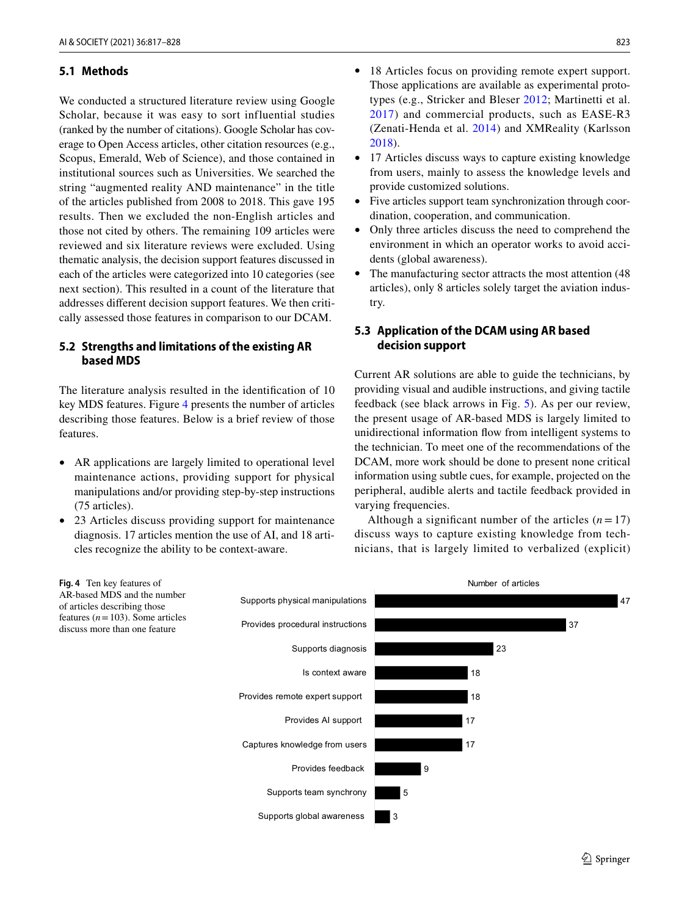### 5.1 Methods

We conducted a structured literature review using Google Scholar, because it was easy to sort influential studies (ranked by the number of citations). Google Scholar has coverage to Open Access articles, other citation resources (e.g., Scopus, Emerald, Web of Science), and those contained in institutional sources such as Universities. We searched the string "augmented reality AND maintenance" in the title of the articles published from 2008 to 2018. This gave 195 results. Then we excluded the non-English articles and those not cited by others. The remaining 109 articles were reviewed and six literature reviews were excluded. Using thematic analysis, the decision support features discussed in each of the articles were categorized into 10 categories (see next section). This resulted in a count of the literature that addresses different decision support features. We then critically assessed those features in comparison to our DCAM.

### 5.2 Strengths and limitations of the existing AR based MDS

The literature analysis resulted in the identification of 10 key MDS features. Figure 4 presents the number of articles describing those features. Below is a brief review of those features.

- AR applications are largely limited to operational level maintenance actions, providing support for physical manipulations and/or providing step-by-step instructions (75 articles).
- 23 Articles discuss providing support for maintenance diagnosis. 17 articles mention the use of AI, and 18 articles recognize the ability to be context-aware.
- 18 Articles focus on providing remote expert support. Those applications are available as experimental prototypes (e.g., Stricker and Bleser 2012; Martinetti et al. 2017) and commercial products, such as EASE-R3 (Zenati-Henda et al. 2014) and XMReality (Karlsson 2018).
- 17 Articles discuss ways to capture existing knowledge from users, mainly to assess the knowledge levels and provide customized solutions.
- Five articles support team synchronization through coordination, cooperation, and communication.
- Only three articles discuss the need to comprehend the environment in which an operator works to avoid accidents (global awareness).
- The manufacturing sector attracts the most attention (48 articles), only 8 articles solely target the aviation industry.

### 5.3 Application of the DCAM using AR based decision support

Current AR solutions are able to guide the technicians, by providing visual and audible instructions, and giving tactile feedback (see black arrows in Fig. 5). As per our review, the present usage of AR-based MDS is largely limited to unidirectional information flow from intelligent systems to the technician. To meet one of the recommendations of the DCAM, more work should be done to present none critical information using subtle cues, for example, projected on the peripheral, audible alerts and tactile feedback provided in varying frequencies.

Although a significant number of the articles ($n = 17$) discuss ways to capture existing knowledge from technicians, that is largely limited to verbalized (explicit)

| Feature | Number of articles |
|---|---|
| Supports physical manipulations | 47 |
| Provides procedural instructions | 37 |
| Supports diagnosis | 23 |
| Is context aware | 18 |
| Provides remote expert support | 18 |
| Provides AI support | 17 |
| Captures knowledge from users | 17 |
| Provides feedback | 9 |
| Supports team synchrony | 5 |
| Supports global awareness | 3 |

**Fig. 4** Ten key features of AR-based MDS and the number of articles describing those features ($n = 103$). Some articles discuss more than one feature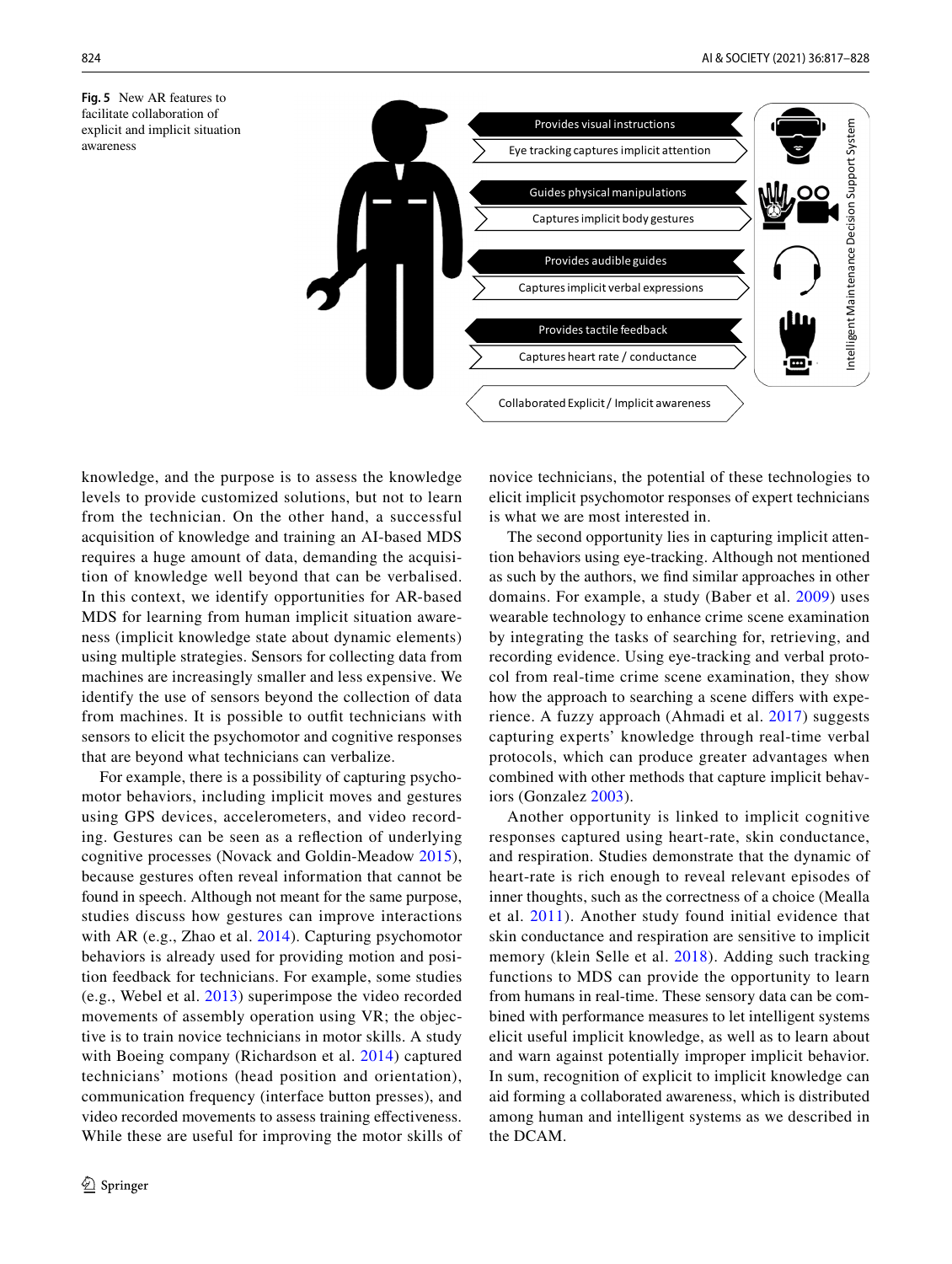**Fig. 5** New AR features to facilitate collaboration of explicit and implicit situation awareness

knowledge, and the purpose is to assess the knowledge levels to provide customized solutions, but not to learn from the technician. On the other hand, a successful acquisition of knowledge and training an AI-based MDS requires a huge amount of data, demanding the acquisition of knowledge well beyond that can be verbalised. In this context, we identify opportunities for AR-based MDS for learning from human implicit situation awareness (implicit knowledge state about dynamic elements) using multiple strategies. Sensors for collecting data from machines are increasingly smaller and less expensive. We identify the use of sensors beyond the collection of data from machines. It is possible to outfit technicians with sensors to elicit the psychomotor and cognitive responses that are beyond what technicians can verbalize.

For example, there is a possibility of capturing psychomotor behaviors, including implicit moves and gestures using GPS devices, accelerometers, and video recording. Gestures can be seen as a reflection of underlying cognitive processes (Novack and Goldin-Meadow 2015), because gestures often reveal information that cannot be found in speech. Although not meant for the same purpose, studies discuss how gestures can improve interactions with AR (e.g., Zhao et al. 2014). Capturing psychomotor behaviors is already used for providing motion and position feedback for technicians. For example, some studies (e.g., Webel et al. 2013) superimpose the video recorded movements of assembly operation using VR; the objective is to train novice technicians in motor skills. A study with Boeing company (Richardson et al. 2014) captured technicians' motions (head position and orientation), communication frequency (interface button presses), and video recorded movements to assess training effectiveness. While these are useful for improving the motor skills of novice technicians, the potential of these technologies to elicit implicit psychomotor responses of expert technicians is what we are most interested in.

The second opportunity lies in capturing implicit attention behaviors using eye-tracking. Although not mentioned as such by the authors, we find similar approaches in other domains. For example, a study (Baber et al. 2009) uses wearable technology to enhance crime scene examination by integrating the tasks of searching for, retrieving, and recording evidence. Using eye-tracking and verbal protocol from real-time crime scene examination, they show how the approach to searching a scene differs with experience. A fuzzy approach (Ahmadi et al. 2017) suggests capturing experts' knowledge through real-time verbal protocols, which can produce greater advantages when combined with other methods that capture implicit behaviors (Gonzalez 2003).

Another opportunity is linked to implicit cognitive responses captured using heart-rate, skin conductance, and respiration. Studies demonstrate that the dynamic of heart-rate is rich enough to reveal relevant episodes of inner thoughts, such as the correctness of a choice (Mealla et al. 2011). Another study found initial evidence that skin conductance and respiration are sensitive to implicit memory (klein Selle et al. 2018). Adding such tracking functions to MDS can provide the opportunity to learn from humans in real-time. These sensory data can be combined with performance measures to let intelligent systems elicit useful implicit knowledge, as well as to learn about and warn against potentially improper implicit behavior. In sum, recognition of explicit to implicit knowledge can aid forming a collaborated awareness, which is distributed among human and intelligent systems as we described in the DCAM.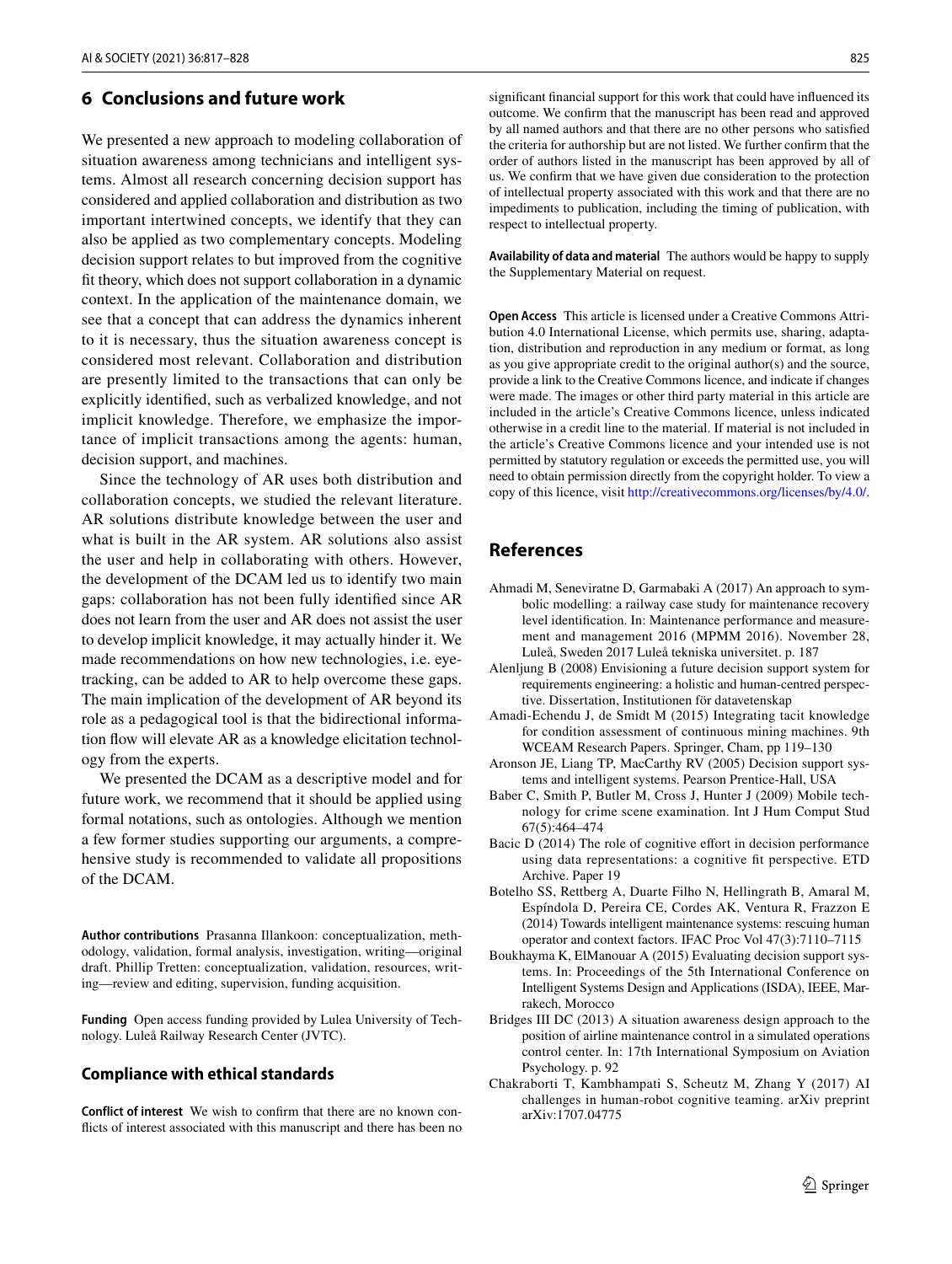## 6 Conclusions and future work

We presented a new approach to modeling collaboration of situation awareness among technicians and intelligent systems. Almost all research concerning decision support has considered and applied collaboration and distribution as two important intertwined concepts, we identify that they can also be applied as two complementary concepts. Modeling decision support relates to but improved from the cognitive fit theory, which does not support collaboration in a dynamic context. In the application of the maintenance domain, we see that a concept that can address the dynamics inherent to it is necessary, thus the situation awareness concept is considered most relevant. Collaboration and distribution are presently limited to the transactions that can only be explicitly identified, such as verbalized knowledge, and not implicit knowledge. Therefore, we emphasize the importance of implicit transactions among the agents: human, decision support, and machines.

Since the technology of AR uses both distribution and collaboration concepts, we studied the relevant literature. AR solutions distribute knowledge between the user and what is built in the AR system. AR solutions also assist the user and help in collaborating with others. However, the development of the DCAM led us to identify two main gaps: collaboration has not been fully identified since AR does not learn from the user and AR does not assist the user to develop implicit knowledge, it may actually hinder it. We made recommendations on how new technologies, i.e. eye-tracking, can be added to AR to help overcome these gaps. The main implication of the development of AR beyond its role as a pedagogical tool is that the bidirectional information flow will elevate AR as a knowledge elicitation technology from the experts.

We presented the DCAM as a descriptive model and for future work, we recommend that it should be applied using formal notations, such as ontologies. Although we mention a few former studies supporting our arguments, a comprehensive study is recommended to validate all propositions of the DCAM.

**Author contributions** Prasanna Illankoon: conceptualization, methodology, validation, formal analysis, investigation, writing—original draft. Phillip Tretten: conceptualization, validation, resources, writing—review and editing, supervision, funding acquisition.

**Funding** Open access funding provided by Lulea University of Technology. Luleå Railway Research Center (JVTC).

### Compliance with ethical standards

**Conflict of interest** We wish to confirm that there are no known conflicts of interest associated with this manuscript and there has been no significant financial support for this work that could have influenced its outcome. We confirm that the manuscript has been read and approved by all named authors and that there are no other persons who satisfied the criteria for authorship but are not listed. We further confirm that the order of authors listed in the manuscript has been approved by all of us. We confirm that we have given due consideration to the protection of intellectual property associated with this work and that there are no impediments to publication, including the timing of publication, with respect to intellectual property.

**Availability of data and material** The authors would be happy to supply the Supplementary Material on request.

**Open Access** This article is licensed under a Creative Commons Attribution 4.0 International License, which permits use, sharing, adaptation, distribution and reproduction in any medium or format, as long as you give appropriate credit to the original author(s) and the source, provide a link to the Creative Commons licence, and indicate if changes were made. The images or other third party material in this article are included in the article's Creative Commons licence, unless indicated otherwise in a credit line to the material. If material is not included in the article's Creative Commons licence and your intended use is not permitted by statutory regulation or exceeds the permitted use, you will need to obtain permission directly from the copyright holder. To view a copy of this licence, visit http://creativecommons.org/licenses/by/4.0/.

## References

Ahmadi M, Seneviratne D, Garmabaki A (2017) An approach to symbolic modelling: a railway case study for maintenance recovery level identification. In: Maintenance performance and measurement and management 2016 (MPMM 2016). November 28, Luleå, Sweden 2017 Luleå tekniska universitet. p. 187

Alenljung B (2008) Envisioning a future decision support system for requirements engineering: a holistic and human-centred perspective. Dissertation, Institutionen för datavetenskap

Amadi-Echendu J, de Smidt M (2015) Integrating tacit knowledge for condition assessment of continuous mining machines. 9th WCEAM Research Papers. Springer, Cham, pp 119–130

Aronson JE, Liang TP, MacCarthy RV (2005) Decision support systems and intelligent systems. Pearson Prentice-Hall, USA

Baber C, Smith P, Butler M, Cross J, Hunter J (2009) Mobile technology for crime scene examination. Int J Hum Comput Stud 67(5):464–474

Bacic D (2014) The role of cognitive effort in decision performance using data representations: a cognitive fit perspective. ETD Archive. Paper 19

Botelho SS, Rettberg A, Duarte Filho N, Hellingrath B, Amaral M, Espíndola D, Pereira CE, Cordes AK, Ventura R, Frazzon E (2014) Towards intelligent maintenance systems: rescuing human operator and context factors. IFAC Proc Vol 47(3):7110–7115

Boukhayma K, ElManouar A (2015) Evaluating decision support systems. In: Proceedings of the 5th International Conference on Intelligent Systems Design and Applications (ISDA), IEEE, Marrakech, Morocco

Bridges III DC (2013) A situation awareness design approach to the position of airline maintenance control in a simulated operations control center. In: 17th International Symposium on Aviation Psychology. p. 92

Chakraborti T, Kambhampati S, Scheutz M, Zhang Y (2017) AI challenges in human-robot cognitive teaming. arXiv preprint arXiv:1707.04775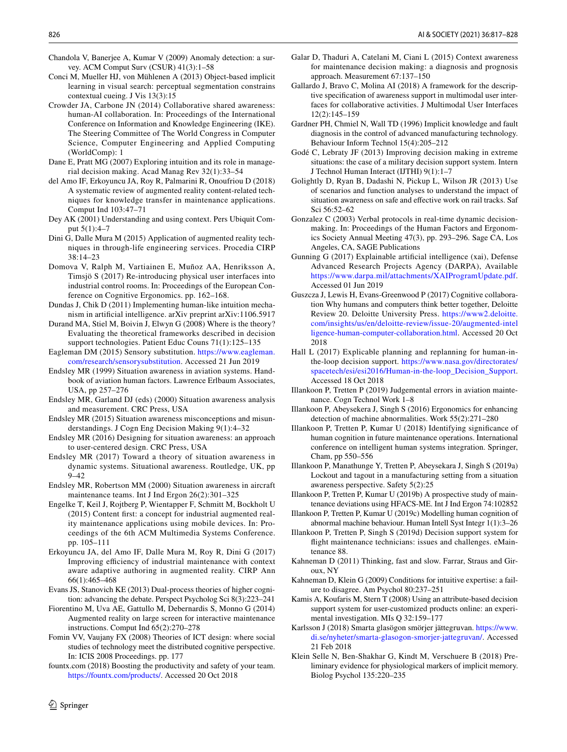Chandola V, Banerjee A, Kumar V (2009) Anomaly detection: a survey. ACM Comput Surv (CSUR) 41(3):1–58

Conci M, Mueller HJ, von Mühlenen A (2013) Object-based implicit learning in visual search: perceptual segmentation constrains contextual cueing. J Vis 13(3):15

Crowder JA, Carbone JN (2014) Collaborative shared awareness: human-AI collaboration. In: Proceedings of the International Conference on Information and Knowledge Engineering (IKE). The Steering Committee of The World Congress in Computer Science, Computer Engineering and Applied Computing (WorldComp): 1

Dane E, Pratt MG (2007) Exploring intuition and its role in managerial decision making. Acad Manag Rev 32(1):33–54

del Amo IF, Erkoyuncu JA, Roy R, Palmarini R, Onoufriou D (2018) A systematic review of augmented reality content-related techniques for knowledge transfer in maintenance applications. Comput Ind 103:47–71

Dey AK (2001) Understanding and using context. Pers Ubiquit Comput 5(1):4–7

Dini G, Dalle Mura M (2015) Application of augmented reality techniques in through-life engineering services. Procedia CIRP 38:14–23

Domova V, Ralph M, Vartiainen E, Muñoz AA, Henriksson A, Timsjö S (2017) Re-introducing physical user interfaces into industrial control rooms. In: Proceedings of the European Conference on Cognitive Ergonomics. pp. 162–168.

Dundas J, Chik D (2011) Implementing human-like intuition mechanism in artificial intelligence. arXiv preprint arXiv:1106.5917

Durand MA, Stiel M, Boivin J, Elwyn G (2008) Where is the theory? Evaluating the theoretical frameworks described in decision support technologies. Patient Educ Couns 71(1):125–135

Eagleman DM (2015) Sensory substitution. https://www.eagleman.com/research/sensorysubstitution. Accessed 21 Jun 2019

Endsley MR (1999) Situation awareness in aviation systems. Handbook of aviation human factors. Lawrence Erlbaum Associates, USA, pp 257–276

Endsley MR, Garland DJ (eds) (2000) Situation awareness analysis and measurement. CRC Press, USA

Endsley MR (2015) Situation awareness misconceptions and misunderstandings. J Cogn Eng Decision Making 9(1):4–32

Endsley MR (2016) Designing for situation awareness: an approach to user-centered design. CRC Press, USA

Endsley MR (2017) Toward a theory of situation awareness in dynamic systems. Situational awareness. Routledge, UK, pp 9–42

Endsley MR, Robertson MM (2000) Situation awareness in aircraft maintenance teams. Int J Ind Ergon 26(2):301–325

Engelke T, Keil J, Rojtberg P, Wientapper F, Schmitt M, Bockholt U (2015) Content first: a concept for industrial augmented reality maintenance applications using mobile devices. In: Proceedings of the 6th ACM Multimedia Systems Conference. pp. 105–111

Erkoyuncu JA, del Amo IF, Dalle Mura M, Roy R, Dini G (2017) Improving efficiency of industrial maintenance with context aware adaptive authoring in augmented reality. CIRP Ann 66(1):465–468

Evans JS, Stanovich KE (2013) Dual-process theories of higher cognition: advancing the debate. Perspect Psycholog Sci 8(3):223–241

Fiorentino M, Uva AE, Gattullo M, Debernardis S, Monno G (2014) Augmented reality on large screen for interactive maintenance instructions. Comput Ind 65(2):270–278

Fomin VV, Vaujany FX (2008) Theories of ICT design: where social studies of technology meet the distributed cognitive perspective. In: ICIS 2008 Proceedings. pp. 177

fountx.com (2018) Boosting the productivity and safety of your team. https://fountx.com/products/. Accessed 20 Oct 2018

Galar D, Thaduri A, Catelani M, Ciani L (2015) Context awareness for maintenance decision making: a diagnosis and prognosis approach. Measurement 67:137–150

Gallardo J, Bravo C, Molina AI (2018) A framework for the descriptive specification of awareness support in multimodal user interfaces for collaborative activities. J Multimodal User Interfaces 12(2):145–159

Gardner PH, Chmiel N, Wall TD (1996) Implicit knowledge and fault diagnosis in the control of advanced manufacturing technology. Behaviour Inform Technol 15(4):205–212

Godé C, Lebraty JF (2013) Improving decision making in extreme situations: the case of a military decision support system. Intern J Technol Human Interact (IJTHI) 9(1):1–7

Golightly D, Ryan B, Dadashi N, Pickup L, Wilson JR (2013) Use of scenarios and function analyses to understand the impact of situation awareness on safe and effective work on rail tracks. Saf Sci 56:52–62

Gonzalez C (2003) Verbal protocols in real-time dynamic decision-making. In: Proceedings of the Human Factors and Ergonomics Society Annual Meeting 47(3), pp. 293–296. Sage CA, Los Angeles, CA, SAGE Publications

Gunning G (2017) Explainable artificial intelligence (xai), Defense Advanced Research Projects Agency (DARPA), Available https://www.darpa.mil/attachments/XAIProgramUpdate.pdf. Accessed 01 Jun 2019

Guszcza J, Lewis H, Evans-Greenwood P (2017) Cognitive collaboration Why humans and computers think better together, Deloitte Review 20. Deloitte University Press. https://www2.deloitte.com/insights/us/en/deloitte-review/issue-20/augmented-intelligence-human-computer-collaboration.html. Accessed 20 Oct 2018

Hall L (2017) Explicable planning and replanning for human-in-the-loop decision support. https://www.nasa.gov/directorates/spacetech/esi/esi2016/Human-in-the-loop_Decision_Support. Accessed 18 Oct 2018

Illankoon P, Tretten P (2019) Judgemental errors in aviation maintenance. Cogn Technol Work 1–8

Illankoon P, Abeysekera J, Singh S (2016) Ergonomics for enhancing detection of machine abnormalities. Work 55(2):271–280

Illankoon P, Tretten P, Kumar U (2018) Identifying significance of human cognition in future maintenance operations. International conference on intelligent human systems integration. Springer, Cham, pp 550–556

Illankoon P, Manathunge Y, Tretten P, Abeysekara J, Singh S (2019a) Lockout and tagout in a manufacturing setting from a situation awareness perspective. Safety 5(2):25

Illankoon P, Tretten P, Kumar U (2019b) A prospective study of maintenance deviations using HFACS-ME. Int J Ind Ergon 74:102852

Illankoon P, Tretten P, Kumar U (2019c) Modelling human cognition of abnormal machine behaviour. Human Intell Syst Integr 1(1):3–26

Illankoon P, Tretten P, Singh S (2019d) Decision support system for flight maintenance technicians: issues and challenges. eMaintenance 88.

Kahneman D (2011) Thinking, fast and slow. Farrar, Straus and Giroux, NY

Kahneman D, Klein G (2009) Conditions for intuitive expertise: a failure to disagree. Am Psychol 80:237–251

Kamis A, Koufaris M, Stern T (2008) Using an attribute-based decision support system for user-customized products online: an experimental investigation. MIs Q 32:159–177

Karlsson J (2018) Smarta glasögon smörjer jättegruvan. https://www.di.se/nyheter/smarta-glasogon-smorjer-jattegruvan/. Accessed 21 Feb 2018

Klein Selle N, Ben-Shakhar G, Kindt M, Verschuere B (2018) Preliminary evidence for physiological markers of implicit memory. Biolog Psychol 135:220–235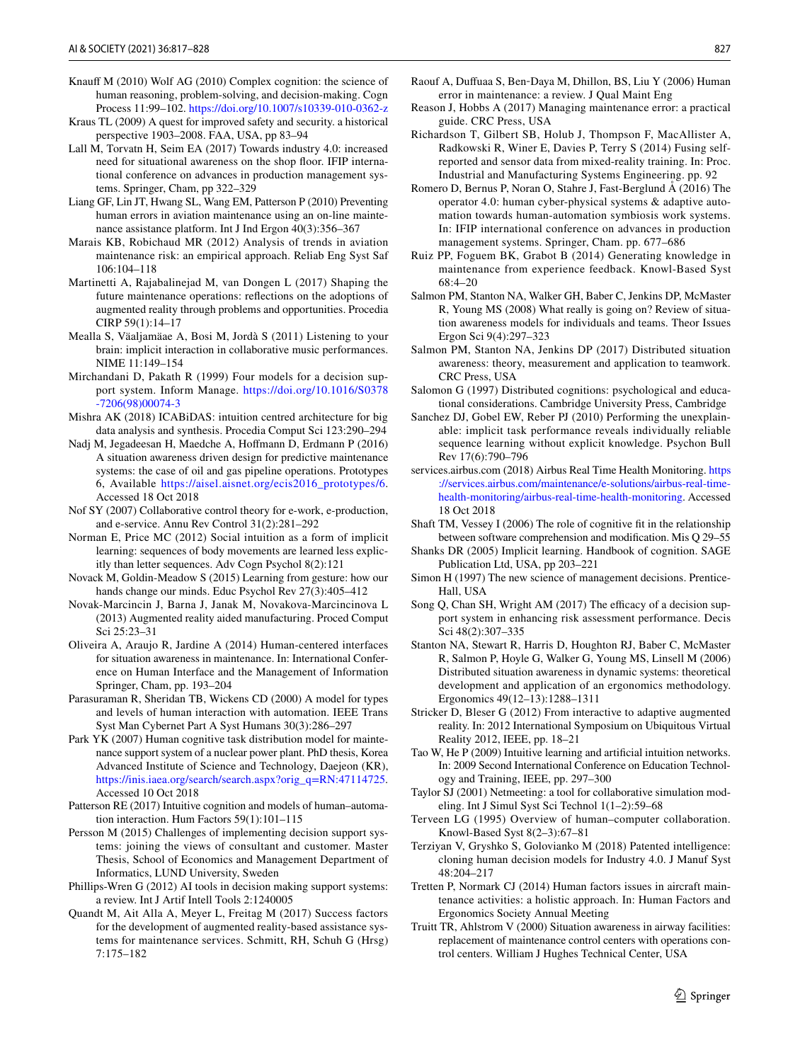Knauff M (2010) Wolf AG (2010) Complex cognition: the science of human reasoning, problem-solving, and decision-making. Cogn Process 11:99–102. https://doi.org/10.1007/s10339-010-0362-z

Kraus TL (2009) A quest for improved safety and security. a historical perspective 1903–2008. FAA, USA, pp 83–94

Lall M, Torvatn H, Seim EA (2017) Towards industry 4.0: increased need for situational awareness on the shop floor. IFIP international conference on advances in production management systems. Springer, Cham, pp 322–329

Liang GF, Lin JT, Hwang SL, Wang EM, Patterson P (2010) Preventing human errors in aviation maintenance using an on-line maintenance assistance platform. Int J Ind Ergon 40(3):356–367

Marais KB, Robichaud MR (2012) Analysis of trends in aviation maintenance risk: an empirical approach. Reliab Eng Syst Saf 106:104–118

Martinetti A, Rajabalinejad M, van Dongen L (2017) Shaping the future maintenance operations: reflections on the adoptions of augmented reality through problems and opportunities. Procedia CIRP 59(1):14–17

Mealla S, Väaljamäae A, Bosi M, Jordà S (2011) Listening to your brain: implicit interaction in collaborative music performances. NIME 11:149–154

Mirchandani D, Pakath R (1999) Four models for a decision support system. Inform Manage. https://doi.org/10.1016/S0378-7206(98)00074-3

Mishra AK (2018) ICABiDAS: intuition centred architecture for big data analysis and synthesis. Procedia Comput Sci 123:290–294

Nadj M, Jegadeesan H, Maedche A, Hoffmann D, Erdmann P (2016) A situation awareness driven design for predictive maintenance systems: the case of oil and gas pipeline operations. Prototypes 6, Available https://aisel.aisnet.org/ecis2016_prototypes/6. Accessed 18 Oct 2018

Nof SY (2007) Collaborative control theory for e-work, e-production, and e-service. Annu Rev Control 31(2):281–292

Norman E, Price MC (2012) Social intuition as a form of implicit learning: sequences of body movements are learned less explicitly than letter sequences. Adv Cogn Psychol 8(2):121

Novack M, Goldin-Meadow S (2015) Learning from gesture: how our hands change our minds. Educ Psychol Rev 27(3):405–412

Novak-Marcincin J, Barna J, Janak M, Novakova-Marcincinova L (2013) Augmented reality aided manufacturing. Proced Comput Sci 25:23–31

Oliveira A, Araujo R, Jardine A (2014) Human-centered interfaces for situation awareness in maintenance. In: International Conference on Human Interface and the Management of Information Springer, Cham, pp. 193–204

Parasuraman R, Sheridan TB, Wickens CD (2000) A model for types and levels of human interaction with automation. IEEE Trans Syst Man Cybernet Part A Syst Humans 30(3):286–297

Park YK (2007) Human cognitive task distribution model for maintenance support system of a nuclear power plant. PhD thesis, Korea Advanced Institute of Science and Technology, Daejeon (KR), https://inis.iaea.org/search/search.aspx?orig_q=RN:47114725. Accessed 10 Oct 2018

Patterson RE (2017) Intuitive cognition and models of human–automation interaction. Hum Factors 59(1):101–115

Persson M (2015) Challenges of implementing decision support systems: joining the views of consultant and customer. Master Thesis, School of Economics and Management Department of Informatics, LUND University, Sweden

Phillips-Wren G (2012) AI tools in decision making support systems: a review. Int J Artif Intell Tools 2:1240005

Quandt M, Ait Alla A, Meyer L, Freitag M (2017) Success factors for the development of augmented reality-based assistance systems for maintenance services. Schmitt, RH, Schuh G (Hrsg) 7:175–182

Raouf A, Duffuaa S, Ben-Daya M, Dhillon, BS, Liu Y (2006) Human error in maintenance: a review. J Qual Maint Eng

Reason J, Hobbs A (2017) Managing maintenance error: a practical guide. CRC Press, USA

Richardson T, Gilbert SB, Holub J, Thompson F, MacAllister A, Radkowski R, Winer E, Davies P, Terry S (2014) Fusing self-reported and sensor data from mixed-reality training. In: Proc. Industrial and Manufacturing Systems Engineering. pp. 92

Romero D, Bernus P, Noran O, Stahre J, Fast-Berglund Å (2016) The operator 4.0: human cyber-physical systems & adaptive automation towards human-automation symbiosis work systems. In: IFIP international conference on advances in production management systems. Springer, Cham. pp. 677–686

Ruiz PP, Foguem BK, Grabot B (2014) Generating knowledge in maintenance from experience feedback. Knowl-Based Syst 68:4–20

Salmon PM, Stanton NA, Walker GH, Baber C, Jenkins DP, McMaster R, Young MS (2008) What really is going on? Review of situation awareness models for individuals and teams. Theor Issues Ergon Sci 9(4):297–323

Salmon PM, Stanton NA, Jenkins DP (2017) Distributed situation awareness: theory, measurement and application to teamwork. CRC Press, USA

Salomon G (1997) Distributed cognitions: psychological and educational considerations. Cambridge University Press, Cambridge

Sanchez DJ, Gobel EW, Reber PJ (2010) Performing the unexplainable: implicit task performance reveals individually reliable sequence learning without explicit knowledge. Psychon Bull Rev 17(6):790–796

services.airbus.com (2018) Airbus Real Time Health Monitoring. https://services.airbus.com/maintenance/e-solutions/airbus-real-time-health-monitoring/airbus-real-time-health-monitoring. Accessed 18 Oct 2018

Shaft TM, Vessey I (2006) The role of cognitive fit in the relationship between software comprehension and modification. Mis Q 29–55

Shanks DR (2005) Implicit learning. Handbook of cognition. SAGE Publication Ltd, USA, pp 203–221

Simon H (1997) The new science of management decisions. Prentice-Hall, USA

Song Q, Chan SH, Wright AM (2017) The efficacy of a decision support system in enhancing risk assessment performance. Decis Sci 48(2):307–335

Stanton NA, Stewart R, Harris D, Houghton RJ, Baber C, McMaster R, Salmon P, Hoyle G, Walker G, Young MS, Linsell M (2006) Distributed situation awareness in dynamic systems: theoretical development and application of an ergonomics methodology. Ergonomics 49(12–13):1288–1311

Stricker D, Bleser G (2012) From interactive to adaptive augmented reality. In: 2012 International Symposium on Ubiquitous Virtual Reality 2012, IEEE, pp. 18–21

Tao W, He P (2009) Intuitive learning and artificial intuition networks. In: 2009 Second International Conference on Education Technology and Training, IEEE, pp. 297–300

Taylor SJ (2001) Netmeeting: a tool for collaborative simulation modeling. Int J Simul Syst Sci Technol 1(1–2):59–68

Terveen LG (1995) Overview of human–computer collaboration. Knowl-Based Syst 8(2–3):67–81

Terziyan V, Gryshko S, Golovianko M (2018) Patented intelligence: cloning human decision models for Industry 4.0. J Manuf Syst 48:204–217

Tretten P, Normark CJ (2014) Human factors issues in aircraft maintenance activities: a holistic approach. In: Human Factors and Ergonomics Society Annual Meeting

Truitt TR, Ahlstrom V (2000) Situation awareness in airway facilities: replacement of maintenance control centers with operations control centers. William J Hughes Technical Center, USA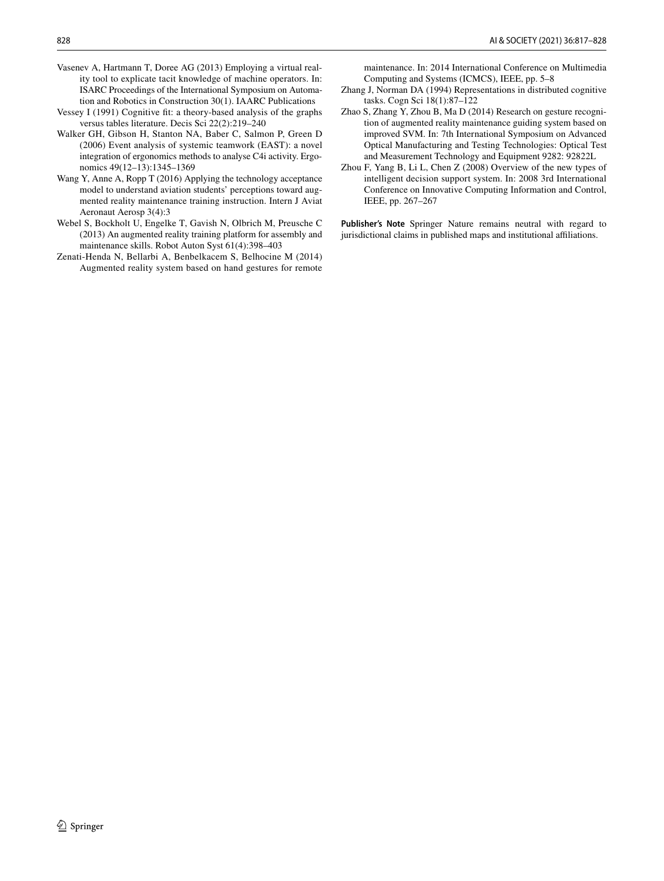Vasenev A, Hartmann T, Doree AG (2013) Employing a virtual reality tool to explicate tacit knowledge of machine operators. In: ISARC Proceedings of the International Symposium on Automation and Robotics in Construction 30(1). IAARC Publications

Vessey I (1991) Cognitive fit: a theory-based analysis of the graphs versus tables literature. Decis Sci 22(2):219–240

Walker GH, Gibson H, Stanton NA, Baber C, Salmon P, Green D (2006) Event analysis of systemic teamwork (EAST): a novel integration of ergonomics methods to analyse C4i activity. Ergonomics 49(12–13):1345–1369

Wang Y, Anne A, Ropp T (2016) Applying the technology acceptance model to understand aviation students' perceptions toward augmented reality maintenance training instruction. Intern J Aviat Aeronaut Aerosp 3(4):3

Webel S, Bockholt U, Engelke T, Gavish N, Olbrich M, Preusche C (2013) An augmented reality training platform for assembly and maintenance skills. Robot Auton Syst 61(4):398–403

Zenati-Henda N, Bellarbi A, Benbelkacem S, Belhocine M (2014) Augmented reality system based on hand gestures for remote maintenance. In: 2014 International Conference on Multimedia Computing and Systems (ICMCS), IEEE, pp. 5–8

Zhang J, Norman DA (1994) Representations in distributed cognitive tasks. Cogn Sci 18(1):87–122

Zhao S, Zhang Y, Zhou B, Ma D (2014) Research on gesture recognition of augmented reality maintenance guiding system based on improved SVM. In: 7th International Symposium on Advanced Optical Manufacturing and Testing Technologies: Optical Test and Measurement Technology and Equipment 9282: 92822L

Zhou F, Yang B, Li L, Chen Z (2008) Overview of the new types of intelligent decision support system. In: 2008 3rd International Conference on Innovative Computing Information and Control, IEEE, pp. 267–267

**Publisher's Note** Springer Nature remains neutral with regard to jurisdictional claims in published maps and institutional affiliations.